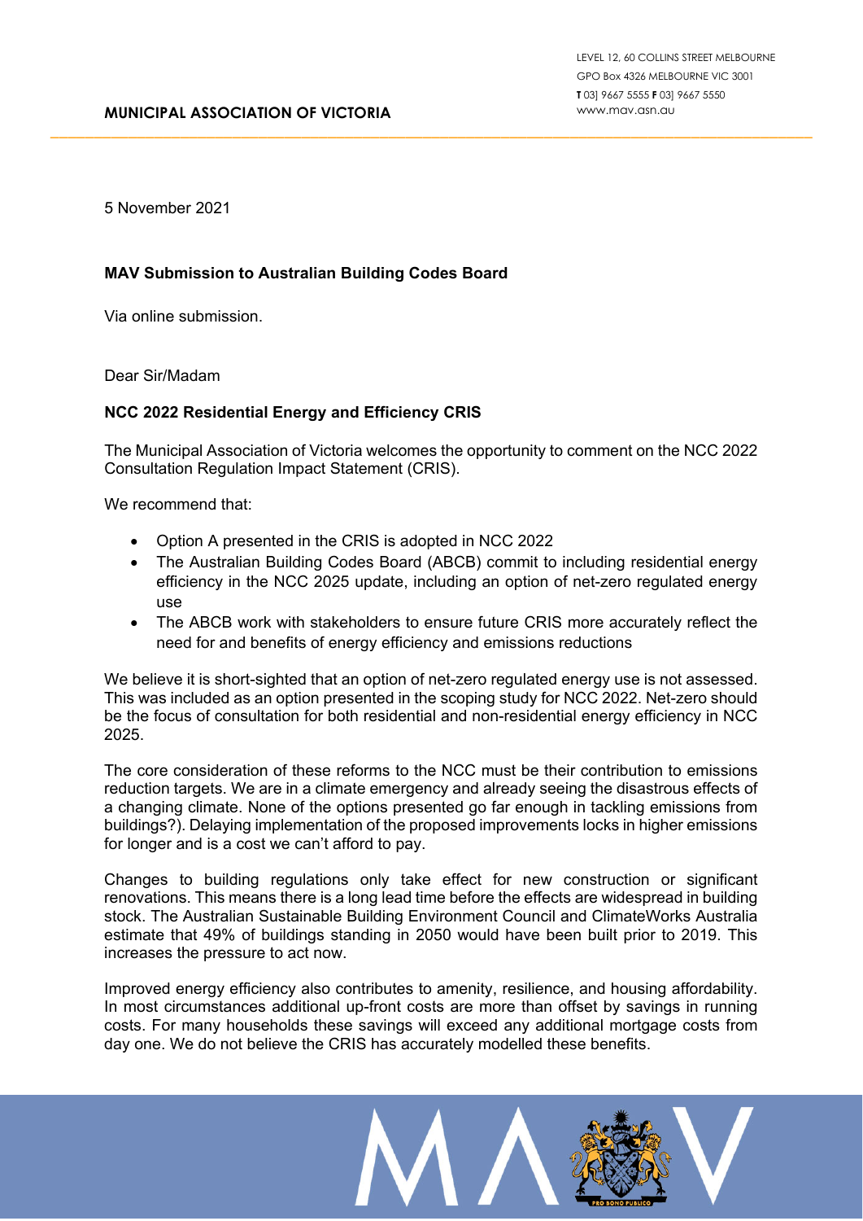**MUNICIPAL ASSOCIATION OF VICTORIA**

LEVEL 12, 60 COLLINS STREET MELBOURNE
GPO Box 4326 MELBOURNE VIC 3001
**T** 03] 9667 5555 **F** 03] 9667 5550
www.mav.asn.au

5 November 2021

**MAV Submission to Australian Building Codes Board**

Via online submission.

Dear Sir/Madam

**NCC 2022 Residential Energy and Efficiency CRIS**

The Municipal Association of Victoria welcomes the opportunity to comment on the NCC 2022 Consultation Regulation Impact Statement (CRIS).

We recommend that:

- Option A presented in the CRIS is adopted in NCC 2022
- The Australian Building Codes Board (ABCB) commit to including residential energy efficiency in the NCC 2025 update, including an option of net-zero regulated energy use
- The ABCB work with stakeholders to ensure future CRIS more accurately reflect the need for and benefits of energy efficiency and emissions reductions

We believe it is short-sighted that an option of net-zero regulated energy use is not assessed. This was included as an option presented in the scoping study for NCC 2022. Net-zero should be the focus of consultation for both residential and non-residential energy efficiency in NCC 2025.

The core consideration of these reforms to the NCC must be their contribution to emissions reduction targets. We are in a climate emergency and already seeing the disastrous effects of a changing climate. None of the options presented go far enough in tackling emissions from buildings?). Delaying implementation of the proposed improvements locks in higher emissions for longer and is a cost we can't afford to pay.

Changes to building regulations only take effect for new construction or significant renovations. This means there is a long lead time before the effects are widespread in building stock. The Australian Sustainable Building Environment Council and ClimateWorks Australia estimate that 49% of buildings standing in 2050 would have been built prior to 2019. This increases the pressure to act now.

Improved energy efficiency also contributes to amenity, resilience, and housing affordability. In most circumstances additional up-front costs are more than offset by savings in running costs. For many households these savings will exceed any additional mortgage costs from day one. We do not believe the CRIS has accurately modelled these benefits.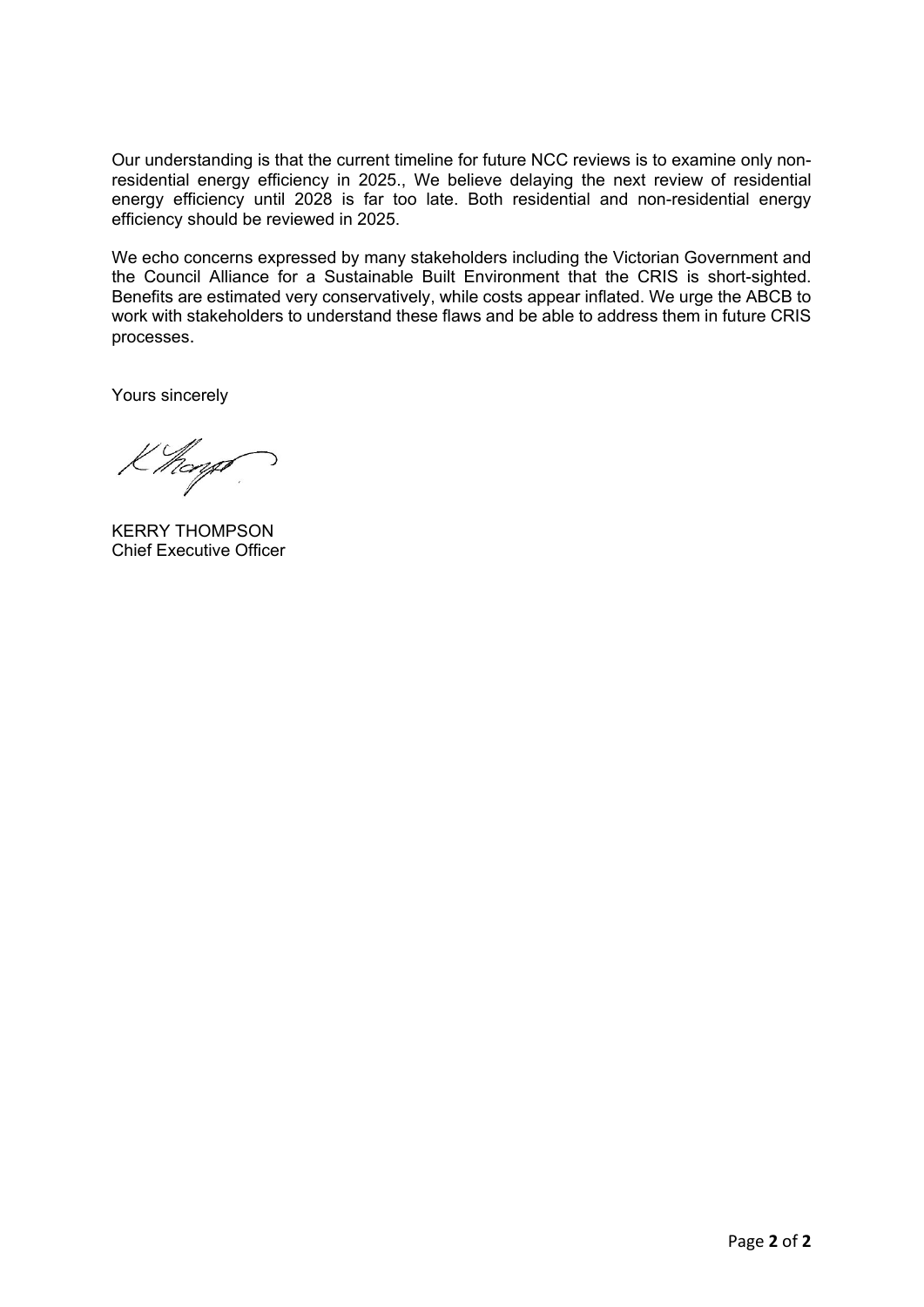Our understanding is that the current timeline for future NCC reviews is to examine only non-residential energy efficiency in 2025., We believe delaying the next review of residential energy efficiency until 2028 is far too late. Both residential and non-residential energy efficiency should be reviewed in 2025.

We echo concerns expressed by many stakeholders including the Victorian Government and the Council Alliance for a Sustainable Built Environment that the CRIS is short-sighted. Benefits are estimated very conservatively, while costs appear inflated. We urge the ABCB to work with stakeholders to understand these flaws and be able to address them in future CRIS processes.

Yours sincerely

KERRY THOMPSON
Chief Executive Officer